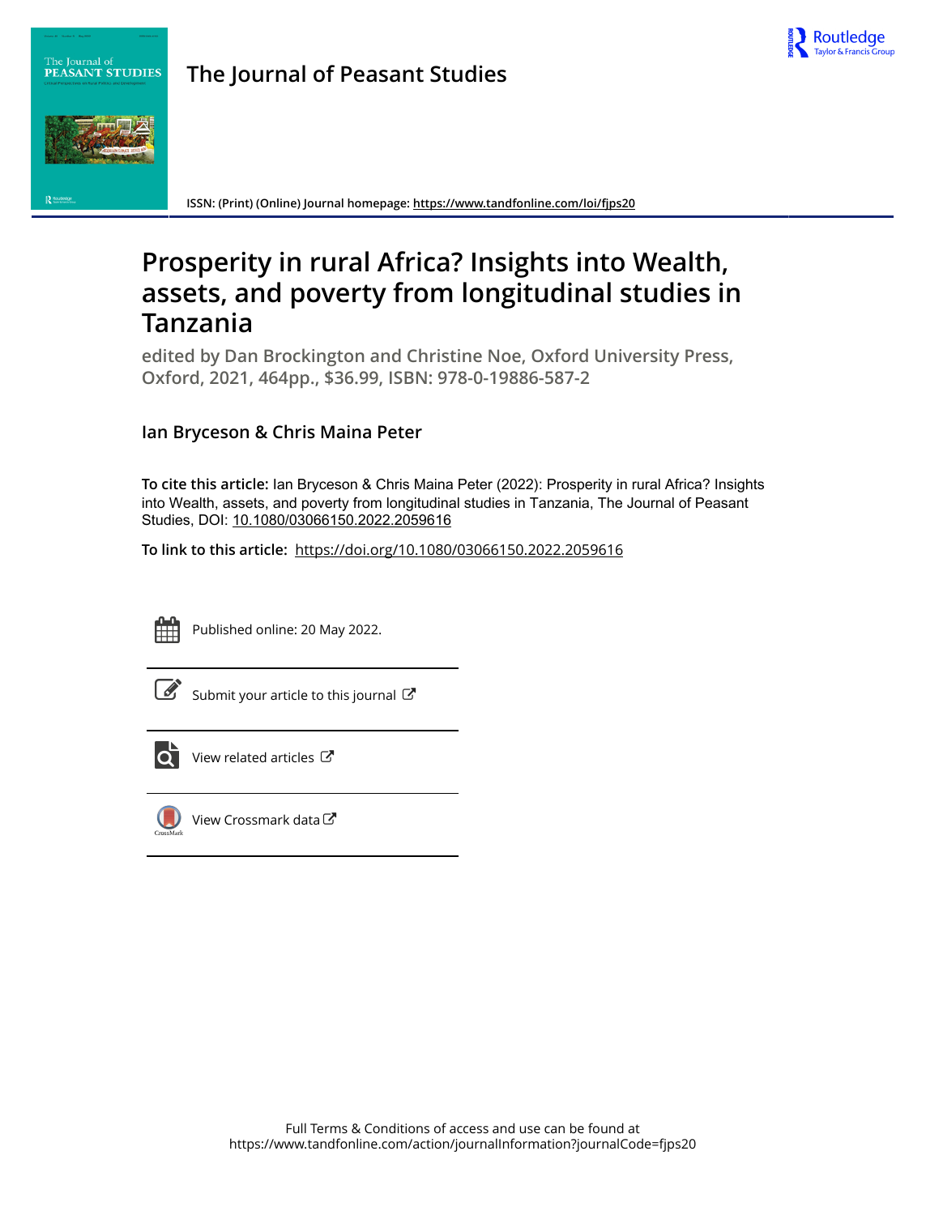# The Journal of Peasant Studies

ISSN: (Print) (Online) Journal homepage: https://www.tandfonline.com/loi/fjps20

## Prosperity in rural Africa? Insights into Wealth, assets, and poverty from longitudinal studies in Tanzania

### edited by Dan Brockington and Christine Noe, Oxford University Press, Oxford, 2021, 464pp., $36.99, ISBN: 978-0-19886-587-2

**Ian Bryceson & Chris Maina Peter**

**To cite this article:** Ian Bryceson & Chris Maina Peter (2022): Prosperity in rural Africa? Insights into Wealth, assets, and poverty from longitudinal studies in Tanzania, The Journal of Peasant Studies, DOI: 10.1080/03066150.2022.2059616

**To link to this article:** https://doi.org/10.1080/03066150.2022.2059616

Published online: 20 May 2022.

Submit your article to this journal

View related articles

View Crossmark data

Full Terms & Conditions of access and use can be found at
https://www.tandfonline.com/action/journalInformation?journalCode=fjps20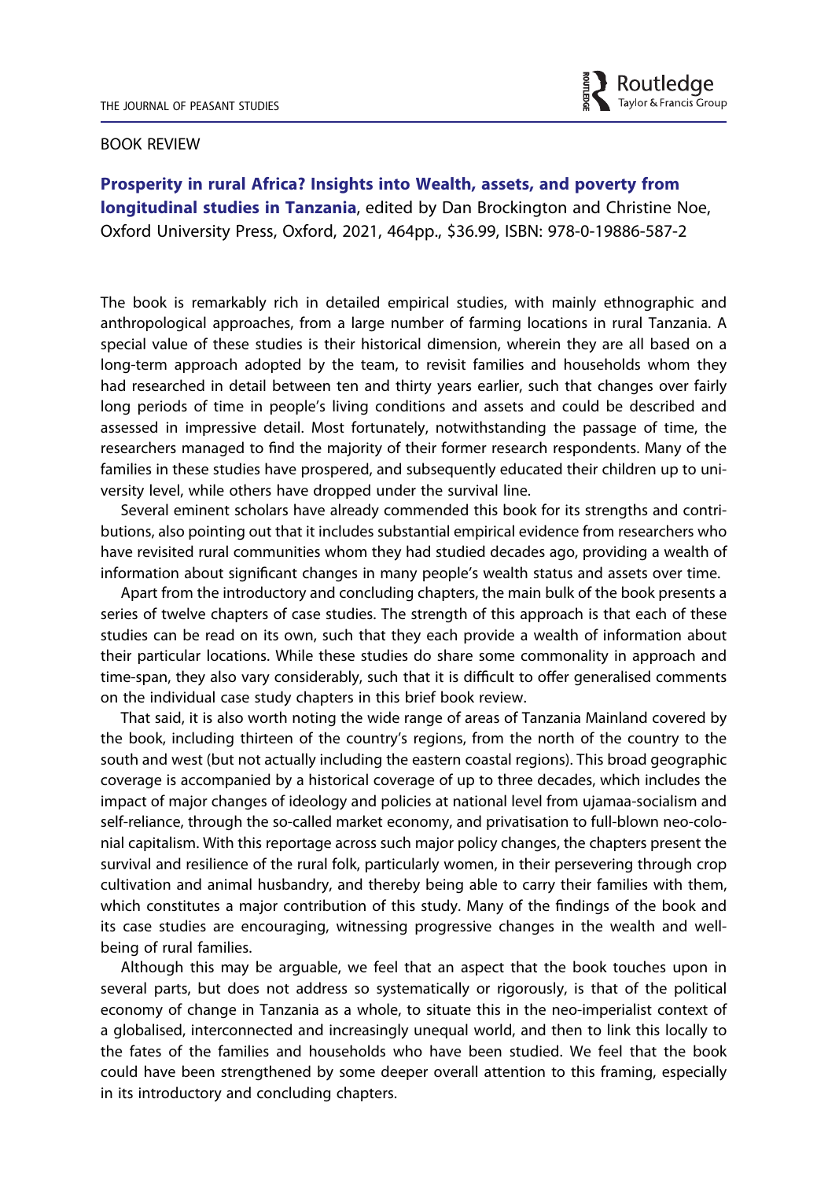## BOOK REVIEW

**Prosperity in rural Africa? Insights into Wealth, assets, and poverty from longitudinal studies in Tanzania**, edited by Dan Brockington and Christine Noe, Oxford University Press, Oxford, 2021, 464pp., $36.99, ISBN: 978-0-19886-587-2

The book is remarkably rich in detailed empirical studies, with mainly ethnographic and anthropological approaches, from a large number of farming locations in rural Tanzania. A special value of these studies is their historical dimension, wherein they are all based on a long-term approach adopted by the team, to revisit families and households whom they had researched in detail between ten and thirty years earlier, such that changes over fairly long periods of time in people's living conditions and assets and could be described and assessed in impressive detail. Most fortunately, notwithstanding the passage of time, the researchers managed to find the majority of their former research respondents. Many of the families in these studies have prospered, and subsequently educated their children up to university level, while others have dropped under the survival line.

Several eminent scholars have already commended this book for its strengths and contributions, also pointing out that it includes substantial empirical evidence from researchers who have revisited rural communities whom they had studied decades ago, providing a wealth of information about significant changes in many people's wealth status and assets over time.

Apart from the introductory and concluding chapters, the main bulk of the book presents a series of twelve chapters of case studies. The strength of this approach is that each of these studies can be read on its own, such that they each provide a wealth of information about their particular locations. While these studies do share some commonality in approach and time-span, they also vary considerably, such that it is difficult to offer generalised comments on the individual case study chapters in this brief book review.

That said, it is also worth noting the wide range of areas of Tanzania Mainland covered by the book, including thirteen of the country's regions, from the north of the country to the south and west (but not actually including the eastern coastal regions). This broad geographic coverage is accompanied by a historical coverage of up to three decades, which includes the impact of major changes of ideology and policies at national level from ujamaa-socialism and self-reliance, through the so-called market economy, and privatisation to full-blown neo-colonial capitalism. With this reportage across such major policy changes, the chapters present the survival and resilience of the rural folk, particularly women, in their persevering through crop cultivation and animal husbandry, and thereby being able to carry their families with them, which constitutes a major contribution of this study. Many of the findings of the book and its case studies are encouraging, witnessing progressive changes in the wealth and well-being of rural families.

Although this may be arguable, we feel that an aspect that the book touches upon in several parts, but does not address so systematically or rigorously, is that of the political economy of change in Tanzania as a whole, to situate this in the neo-imperialist context of a globalised, interconnected and increasingly unequal world, and then to link this locally to the fates of the families and households who have been studied. We feel that the book could have been strengthened by some deeper overall attention to this framing, especially in its introductory and concluding chapters.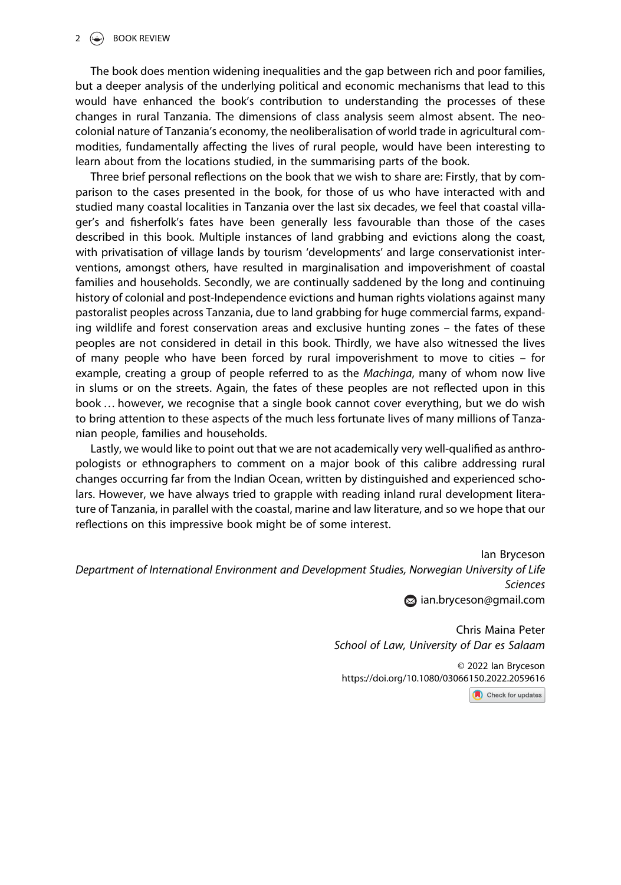The book does mention widening inequalities and the gap between rich and poor families, but a deeper analysis of the underlying political and economic mechanisms that lead to this would have enhanced the book's contribution to understanding the processes of these changes in rural Tanzania. The dimensions of class analysis seem almost absent. The neo-colonial nature of Tanzania's economy, the neoliberalisation of world trade in agricultural commodities, fundamentally affecting the lives of rural people, would have been interesting to learn about from the locations studied, in the summarising parts of the book.

Three brief personal reflections on the book that we wish to share are: Firstly, that by comparison to the cases presented in the book, for those of us who have interacted with and studied many coastal localities in Tanzania over the last six decades, we feel that coastal villager's and fisherfolk's fates have been generally less favourable than those of the cases described in this book. Multiple instances of land grabbing and evictions along the coast, with privatisation of village lands by tourism 'developments' and large conservationist interventions, amongst others, have resulted in marginalisation and impoverishment of coastal families and households. Secondly, we are continually saddened by the long and continuing history of colonial and post-Independence evictions and human rights violations against many pastoralist peoples across Tanzania, due to land grabbing for huge commercial farms, expanding wildlife and forest conservation areas and exclusive hunting zones – the fates of these peoples are not considered in detail in this book. Thirdly, we have also witnessed the lives of many people who have been forced by rural impoverishment to move to cities – for example, creating a group of people referred to as the *Machinga*, many of whom now live in slums or on the streets. Again, the fates of these peoples are not reflected upon in this book … however, we recognise that a single book cannot cover everything, but we do wish to bring attention to these aspects of the much less fortunate lives of many millions of Tanzanian people, families and households.

Lastly, we would like to point out that we are not academically very well-qualified as anthropologists or ethnographers to comment on a major book of this calibre addressing rural changes occurring far from the Indian Ocean, written by distinguished and experienced scholars. However, we have always tried to grapple with reading inland rural development literature of Tanzania, in parallel with the coastal, marine and law literature, and so we hope that our reflections on this impressive book might be of some interest.

Ian Bryceson
*Department of International Environment and Development Studies, Norwegian University of Life Sciences*
ian.bryceson@gmail.com

Chris Maina Peter
*School of Law, University of Dar es Salaam*

© 2022 Ian Bryceson
https://doi.org/10.1080/03066150.2022.2059616